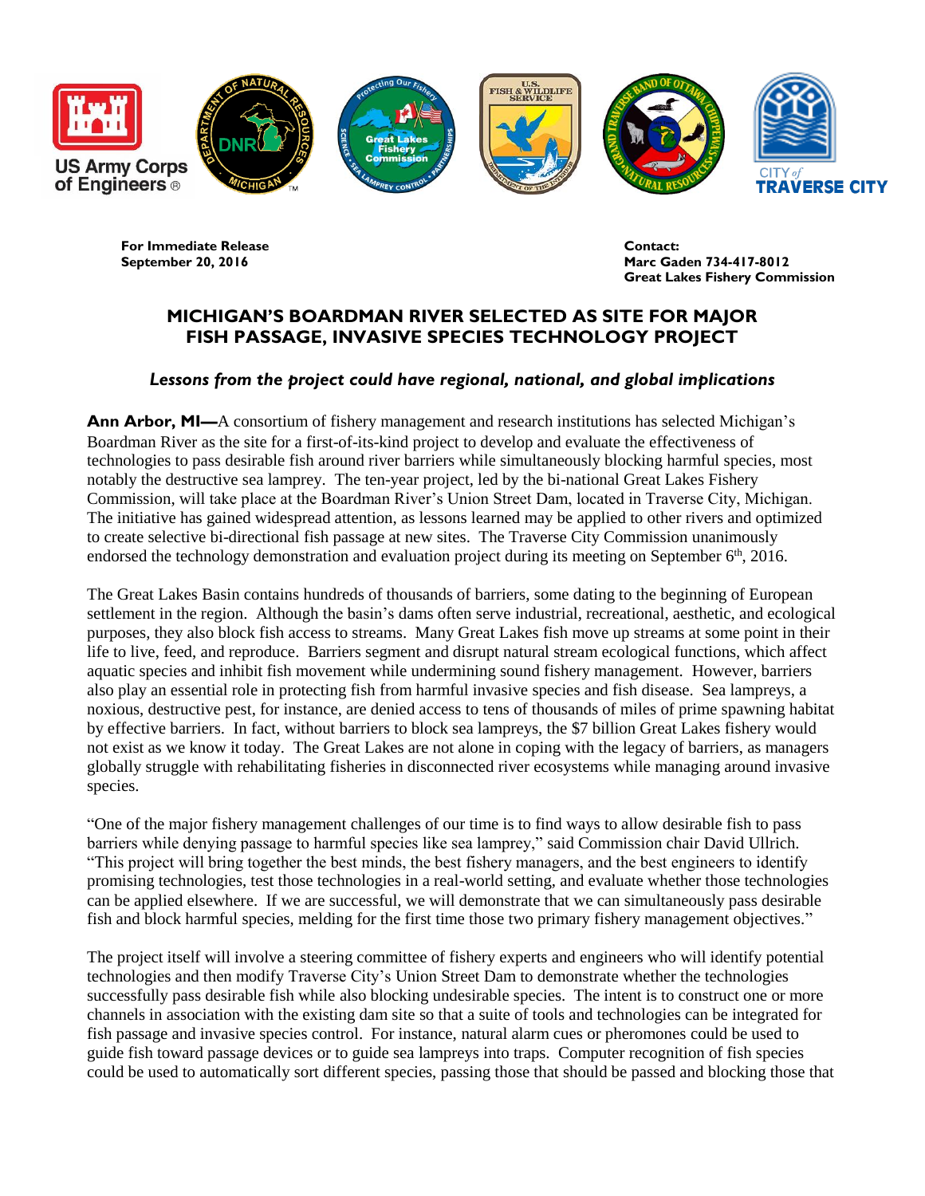US Army Corps of Engineers

CITY of TRAVERSE CITY

**For Immediate Release**
**September 20, 2016**

**Contact:**
**Marc Gaden 734-417-8012**
**Great Lakes Fishery Commission**

# MICHIGAN'S BOARDMAN RIVER SELECTED AS SITE FOR MAJOR FISH PASSAGE, INVASIVE SPECIES TECHNOLOGY PROJECT

***Lessons from the project could have regional, national, and global implications***

**Ann Arbor, MI—**A consortium of fishery management and research institutions has selected Michigan's Boardman River as the site for a first-of-its-kind project to develop and evaluate the effectiveness of technologies to pass desirable fish around river barriers while simultaneously blocking harmful species, most notably the destructive sea lamprey. The ten-year project, led by the bi-national Great Lakes Fishery Commission, will take place at the Boardman River's Union Street Dam, located in Traverse City, Michigan. The initiative has gained widespread attention, as lessons learned may be applied to other rivers and optimized to create selective bi-directional fish passage at new sites. The Traverse City Commission unanimously endorsed the technology demonstration and evaluation project during its meeting on September 6th, 2016.

The Great Lakes Basin contains hundreds of thousands of barriers, some dating to the beginning of European settlement in the region. Although the basin's dams often serve industrial, recreational, aesthetic, and ecological purposes, they also block fish access to streams. Many Great Lakes fish move up streams at some point in their life to live, feed, and reproduce. Barriers segment and disrupt natural stream ecological functions, which affect aquatic species and inhibit fish movement while undermining sound fishery management. However, barriers also play an essential role in protecting fish from harmful invasive species and fish disease. Sea lampreys, a noxious, destructive pest, for instance, are denied access to tens of thousands of miles of prime spawning habitat by effective barriers. In fact, without barriers to block sea lampreys, the $7 billion Great Lakes fishery would not exist as we know it today. The Great Lakes are not alone in coping with the legacy of barriers, as managers globally struggle with rehabilitating fisheries in disconnected river ecosystems while managing around invasive species.

"One of the major fishery management challenges of our time is to find ways to allow desirable fish to pass barriers while denying passage to harmful species like sea lamprey," said Commission chair David Ullrich. "This project will bring together the best minds, the best fishery managers, and the best engineers to identify promising technologies, test those technologies in a real-world setting, and evaluate whether those technologies can be applied elsewhere. If we are successful, we will demonstrate that we can simultaneously pass desirable fish and block harmful species, melding for the first time those two primary fishery management objectives."

The project itself will involve a steering committee of fishery experts and engineers who will identify potential technologies and then modify Traverse City's Union Street Dam to demonstrate whether the technologies successfully pass desirable fish while also blocking undesirable species. The intent is to construct one or more channels in association with the existing dam site so that a suite of tools and technologies can be integrated for fish passage and invasive species control. For instance, natural alarm cues or pheromones could be used to guide fish toward passage devices or to guide sea lampreys into traps. Computer recognition of fish species could be used to automatically sort different species, passing those that should be passed and blocking those that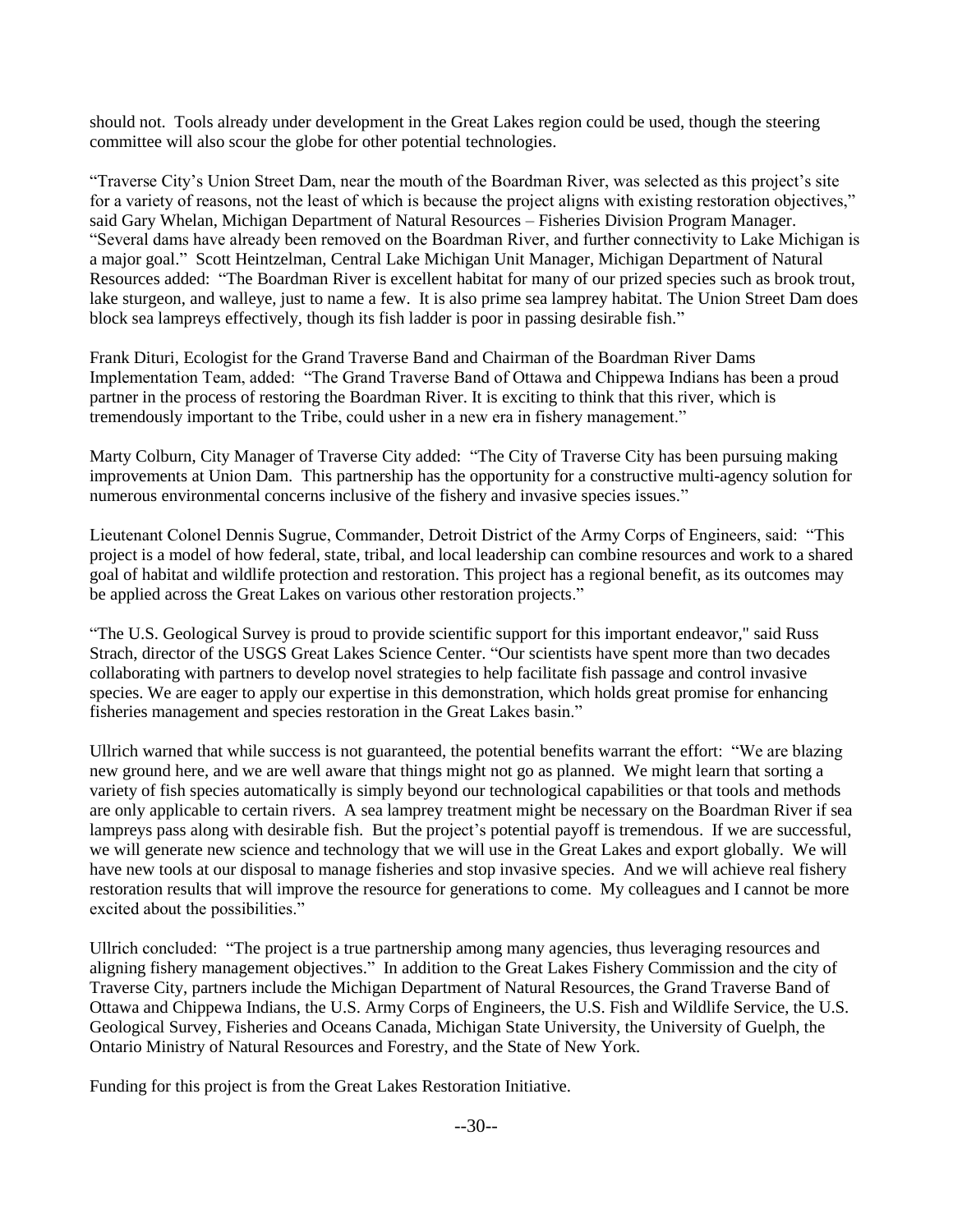should not. Tools already under development in the Great Lakes region could be used, though the steering committee will also scour the globe for other potential technologies.

"Traverse City's Union Street Dam, near the mouth of the Boardman River, was selected as this project's site for a variety of reasons, not the least of which is because the project aligns with existing restoration objectives," said Gary Whelan, Michigan Department of Natural Resources – Fisheries Division Program Manager. "Several dams have already been removed on the Boardman River, and further connectivity to Lake Michigan is a major goal." Scott Heintzelman, Central Lake Michigan Unit Manager, Michigan Department of Natural Resources added: "The Boardman River is excellent habitat for many of our prized species such as brook trout, lake sturgeon, and walleye, just to name a few. It is also prime sea lamprey habitat. The Union Street Dam does block sea lampreys effectively, though its fish ladder is poor in passing desirable fish."

Frank Dituri, Ecologist for the Grand Traverse Band and Chairman of the Boardman River Dams Implementation Team, added: "The Grand Traverse Band of Ottawa and Chippewa Indians has been a proud partner in the process of restoring the Boardman River. It is exciting to think that this river, which is tremendously important to the Tribe, could usher in a new era in fishery management."

Marty Colburn, City Manager of Traverse City added: "The City of Traverse City has been pursuing making improvements at Union Dam. This partnership has the opportunity for a constructive multi-agency solution for numerous environmental concerns inclusive of the fishery and invasive species issues."

Lieutenant Colonel Dennis Sugrue, Commander, Detroit District of the Army Corps of Engineers, said: "This project is a model of how federal, state, tribal, and local leadership can combine resources and work to a shared goal of habitat and wildlife protection and restoration. This project has a regional benefit, as its outcomes may be applied across the Great Lakes on various other restoration projects."

"The U.S. Geological Survey is proud to provide scientific support for this important endeavor," said Russ Strach, director of the USGS Great Lakes Science Center. "Our scientists have spent more than two decades collaborating with partners to develop novel strategies to help facilitate fish passage and control invasive species. We are eager to apply our expertise in this demonstration, which holds great promise for enhancing fisheries management and species restoration in the Great Lakes basin."

Ullrich warned that while success is not guaranteed, the potential benefits warrant the effort: "We are blazing new ground here, and we are well aware that things might not go as planned. We might learn that sorting a variety of fish species automatically is simply beyond our technological capabilities or that tools and methods are only applicable to certain rivers. A sea lamprey treatment might be necessary on the Boardman River if sea lampreys pass along with desirable fish. But the project's potential payoff is tremendous. If we are successful, we will generate new science and technology that we will use in the Great Lakes and export globally. We will have new tools at our disposal to manage fisheries and stop invasive species. And we will achieve real fishery restoration results that will improve the resource for generations to come. My colleagues and I cannot be more excited about the possibilities."

Ullrich concluded: "The project is a true partnership among many agencies, thus leveraging resources and aligning fishery management objectives." In addition to the Great Lakes Fishery Commission and the city of Traverse City, partners include the Michigan Department of Natural Resources, the Grand Traverse Band of Ottawa and Chippewa Indians, the U.S. Army Corps of Engineers, the U.S. Fish and Wildlife Service, the U.S. Geological Survey, Fisheries and Oceans Canada, Michigan State University, the University of Guelph, the Ontario Ministry of Natural Resources and Forestry, and the State of New York.

Funding for this project is from the Great Lakes Restoration Initiative.

--30--